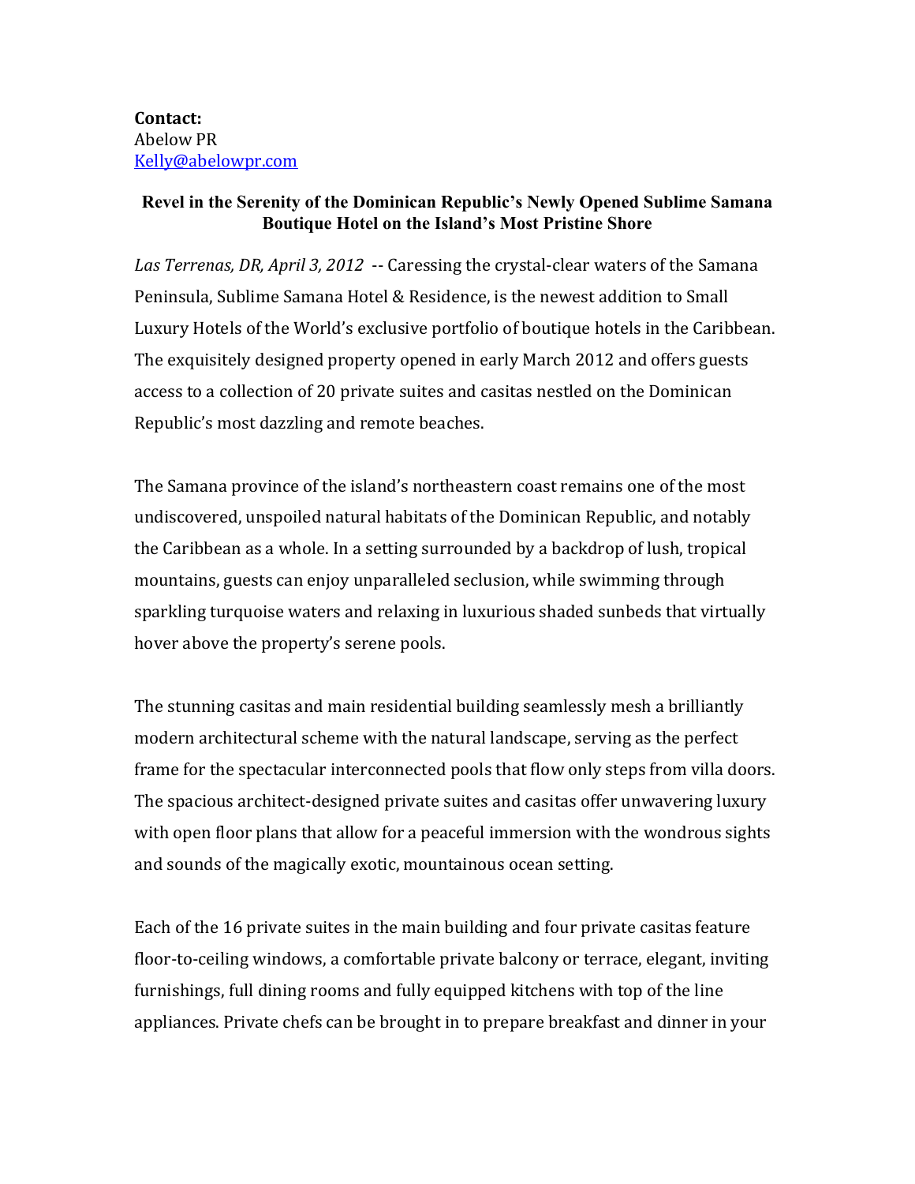**Contact:**
Abelow PR
[Kelly@abelowpr.com](mailto:Kelly@abelowpr.com)

## Revel in the Serenity of the Dominican Republic's Newly Opened Sublime Samana Boutique Hotel on the Island's Most Pristine Shore

*Las Terrenas, DR, April 3, 2012* -- Caressing the crystal-clear waters of the Samana Peninsula, Sublime Samana Hotel & Residence, is the newest addition to Small Luxury Hotels of the World's exclusive portfolio of boutique hotels in the Caribbean. The exquisitely designed property opened in early March 2012 and offers guests access to a collection of 20 private suites and casitas nestled on the Dominican Republic's most dazzling and remote beaches.

The Samana province of the island's northeastern coast remains one of the most undiscovered, unspoiled natural habitats of the Dominican Republic, and notably the Caribbean as a whole. In a setting surrounded by a backdrop of lush, tropical mountains, guests can enjoy unparalleled seclusion, while swimming through sparkling turquoise waters and relaxing in luxurious shaded sunbeds that virtually hover above the property's serene pools.

The stunning casitas and main residential building seamlessly mesh a brilliantly modern architectural scheme with the natural landscape, serving as the perfect frame for the spectacular interconnected pools that flow only steps from villa doors. The spacious architect-designed private suites and casitas offer unwavering luxury with open floor plans that allow for a peaceful immersion with the wondrous sights and sounds of the magically exotic, mountainous ocean setting.

Each of the 16 private suites in the main building and four private casitas feature floor-to-ceiling windows, a comfortable private balcony or terrace, elegant, inviting furnishings, full dining rooms and fully equipped kitchens with top of the line appliances. Private chefs can be brought in to prepare breakfast and dinner in your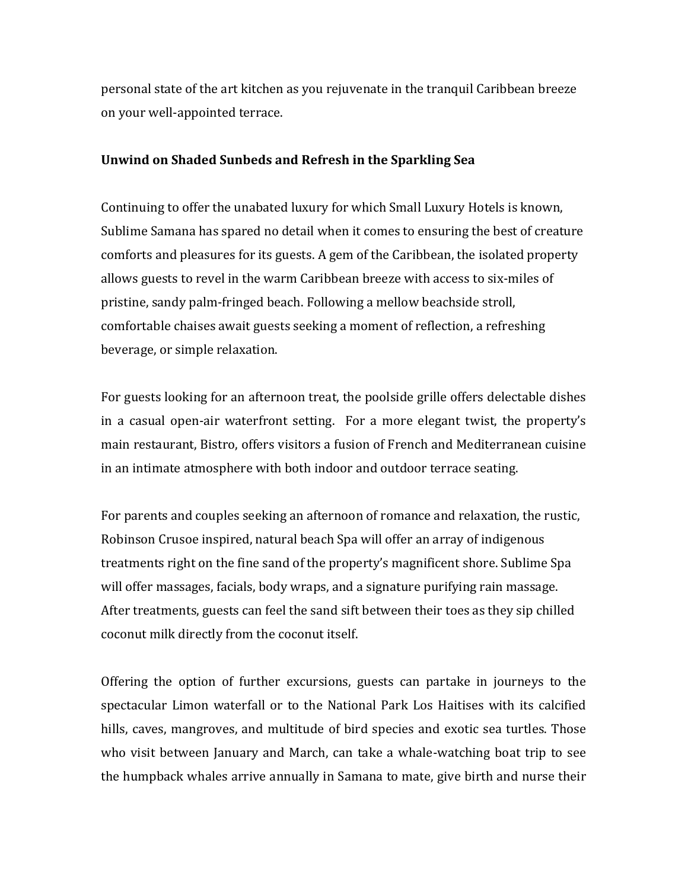personal state of the art kitchen as you rejuvenate in the tranquil Caribbean breeze on your well-appointed terrace.

**Unwind on Shaded Sunbeds and Refresh in the Sparkling Sea**

Continuing to offer the unabated luxury for which Small Luxury Hotels is known, Sublime Samana has spared no detail when it comes to ensuring the best of creature comforts and pleasures for its guests. A gem of the Caribbean, the isolated property allows guests to revel in the warm Caribbean breeze with access to six-miles of pristine, sandy palm-fringed beach. Following a mellow beachside stroll, comfortable chaises await guests seeking a moment of reflection, a refreshing beverage, or simple relaxation.

For guests looking for an afternoon treat, the poolside grille offers delectable dishes in a casual open-air waterfront setting. For a more elegant twist, the property's main restaurant, Bistro, offers visitors a fusion of French and Mediterranean cuisine in an intimate atmosphere with both indoor and outdoor terrace seating.

For parents and couples seeking an afternoon of romance and relaxation, the rustic, Robinson Crusoe inspired, natural beach Spa will offer an array of indigenous treatments right on the fine sand of the property's magnificent shore. Sublime Spa will offer massages, facials, body wraps, and a signature purifying rain massage. After treatments, guests can feel the sand sift between their toes as they sip chilled coconut milk directly from the coconut itself.

Offering the option of further excursions, guests can partake in journeys to the spectacular Limon waterfall or to the National Park Los Haitises with its calcified hills, caves, mangroves, and multitude of bird species and exotic sea turtles. Those who visit between January and March, can take a whale-watching boat trip to see the humpback whales arrive annually in Samana to mate, give birth and nurse their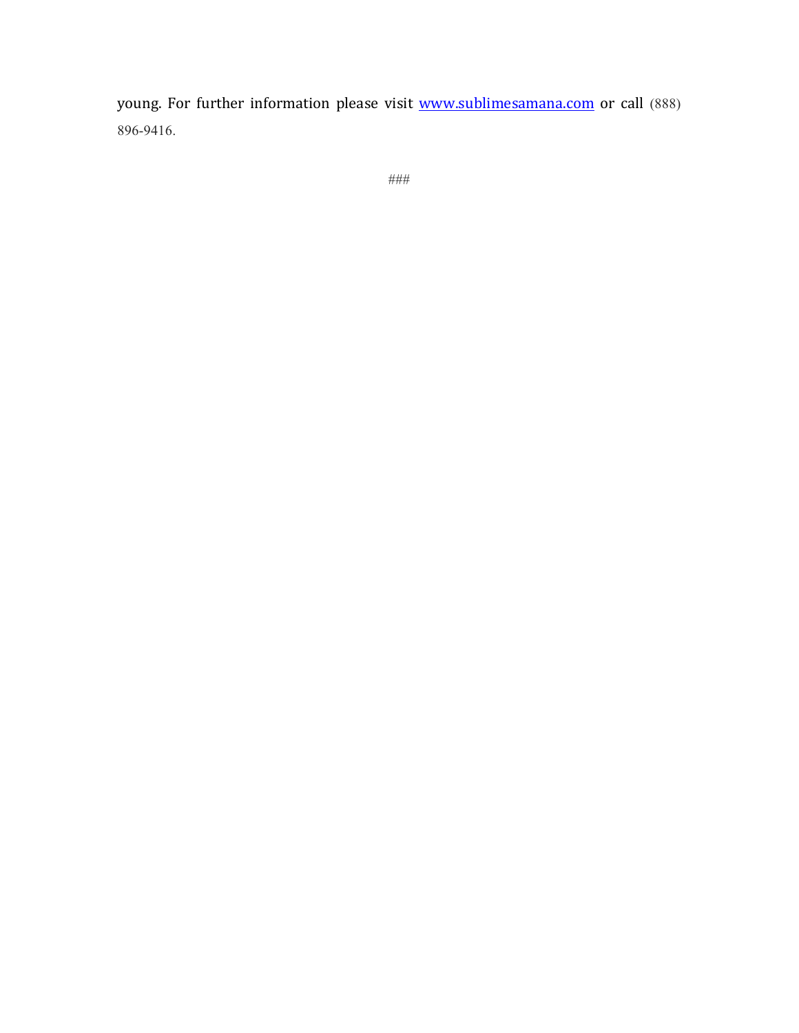young. For further information please visit [www.sublimesamana.com](http://www.sublimesamana.com) or call (888) 896-9416.

###